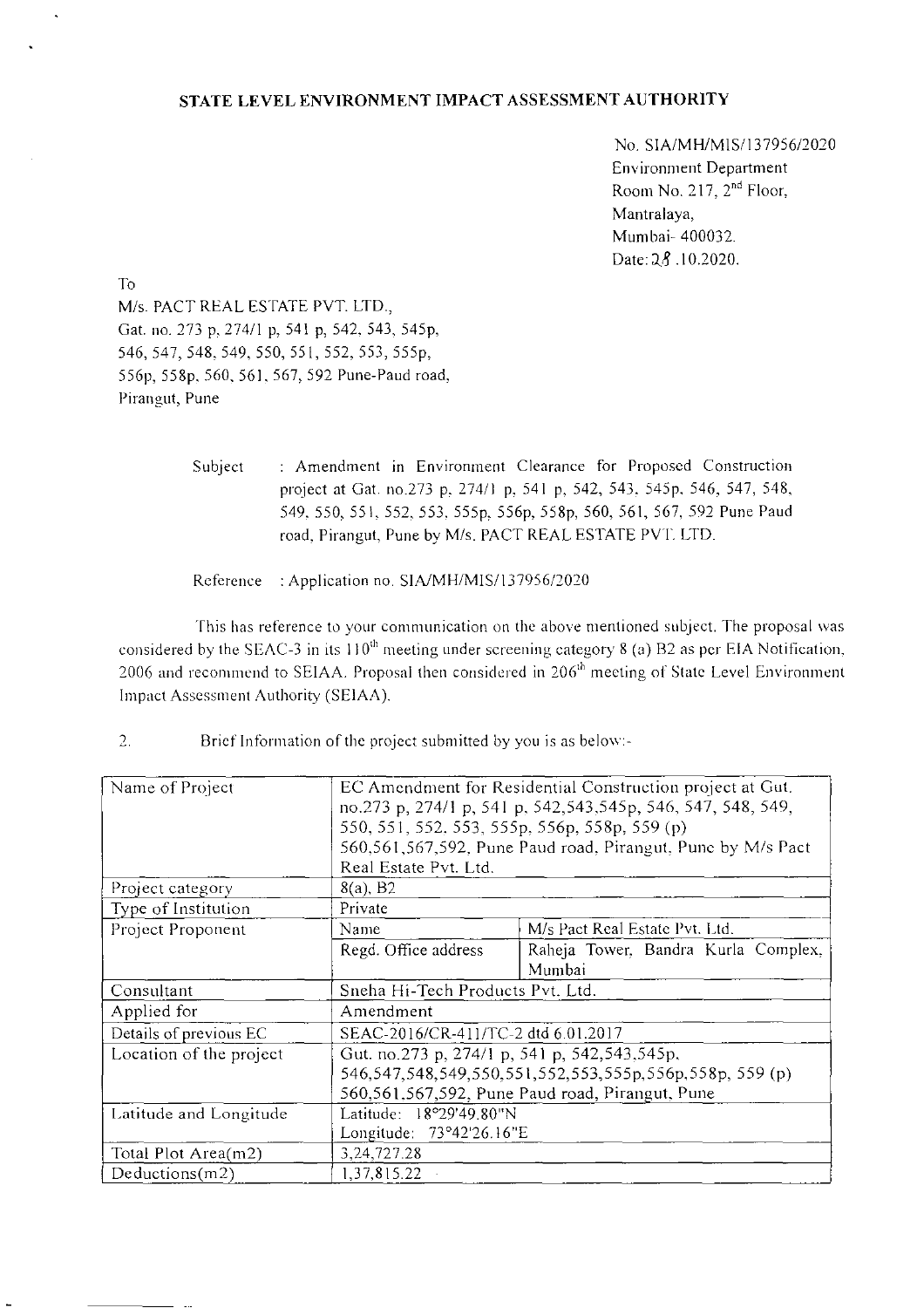**STATE LEVEL ENVIRONMENT IMPACT ASSESSMENT AUTHORITY**

No. SIA/MH/MIS/137956/2020
Environment Department
Room No. 217, 2nd Floor,
Mantralaya,
Mumbai- 400032.
Date: 28 .10.2020.

To
M/s. PACT REAL ESTATE PVT. LTD.,
Gat. no. 273 p, 274/1 p, 541 p, 542, 543, 545p, 546, 547, 548, 549, 550, 551, 552, 553, 555p, 556p, 558p, 560, 561, 567, 592 Pune-Paud road, Pirangut, Pune

Subject : Amendment in Environment Clearance for Proposed Construction project at Gat. no.273 p, 274/1 p, 541 p, 542, 543, 545p, 546, 547, 548, 549, 550, 551, 552, 553, 555p, 556p, 558p, 560, 561, 567, 592 Pune Paud road, Pirangut, Pune by M/s. PACT REAL ESTATE PVT. LTD.

Reference : Application no. SIA/MH/MIS/137956/2020

This has reference to your communication on the above mentioned subject. The proposal was considered by the SEAC-3 in its 110th meeting under screening category 8 (a) B2 as per EIA Notification, 2006 and recommend to SEIAA. Proposal then considered in 206th meeting of State Level Environment Impact Assessment Authority (SEIAA).

2. Brief Information of the project submitted by you is as below:-

| | | |
|---|---|---|
| Name of Project | EC Amendment for Residential Construction project at Gut. no.273 p, 274/1 p, 541 p, 542,543,545p, 546, 547, 548, 549, 550, 551, 552, 553, 555p, 556p, 558p, 559 (p) 560,561,567,592, Pune Paud road, Pirangut, Pune by M/s Pact Real Estate Pvt. Ltd. | |
| Project category | 8(a), B2 | |
| Type of Institution | Private | |
| Project Proponent | Name | M/s Pact Real Estate Pvt. Ltd. |
| | Regd. Office address | Raheja Tower, Bandra Kurla Complex, Mumbai |
| Consultant | Sneha Hi-Tech Products Pvt. Ltd. | |
| Applied for | Amendment | |
| Details of previous EC | SEAC-2016/CR-411/TC-2 dtd 6.01.2017 | |
| Location of the project | Gut. no.273 p, 274/1 p, 541 p, 542,543,545p, 546,547,548,549,550,551,552,553,555p,556p,558p, 559 (p) 560,561,567,592, Pune Paud road, Pirangut, Pune | |
| Latitude and Longitude | Latitude: 18°29'49.80"N<br>Longitude: 73°42'26.16"E | |
| Total Plot Area(m2) | 3,24,727.28 | |
| Deductions(m2) | 1,37,815.22 | |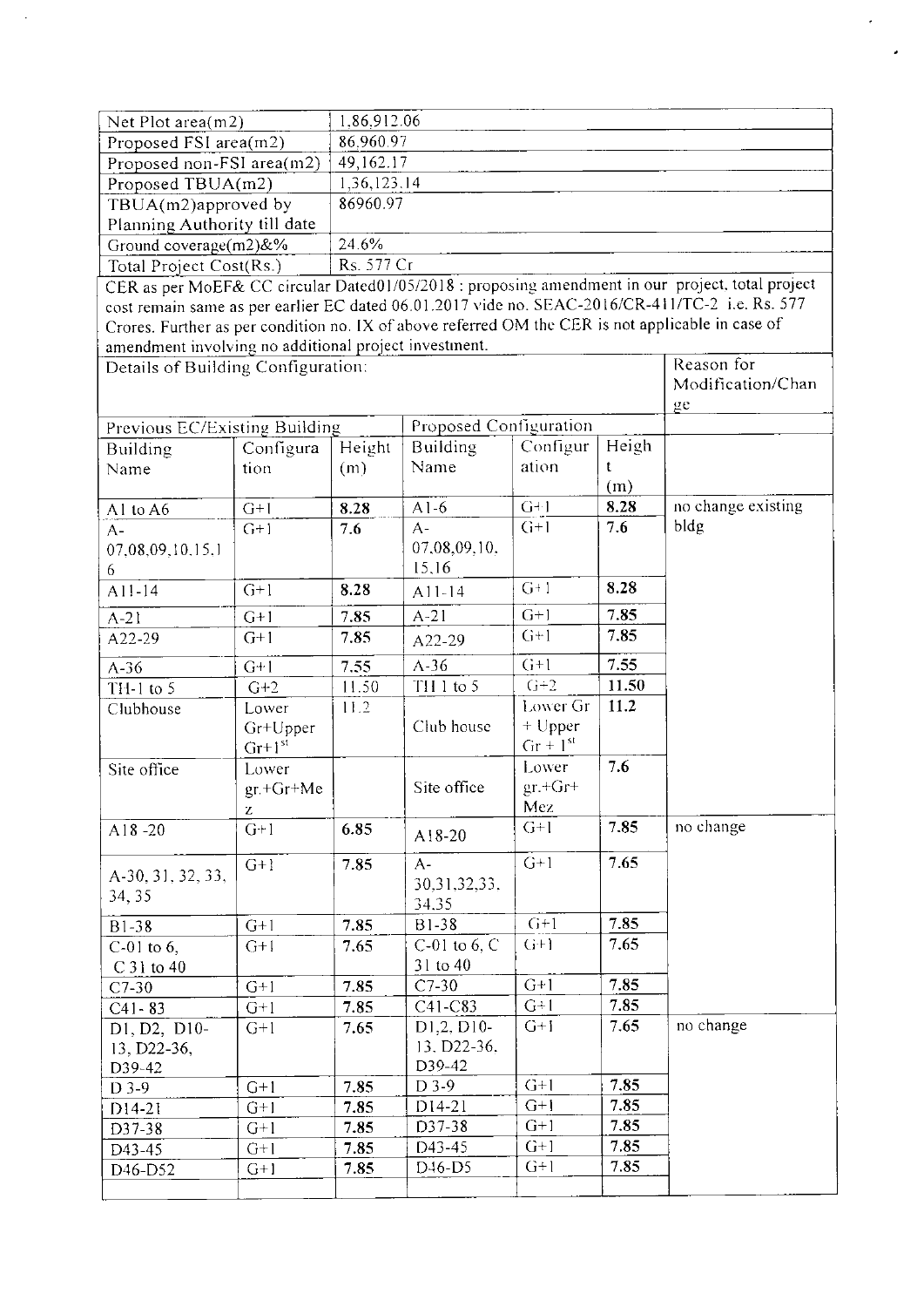| Net Plot area(m2) | 1,86,912.06 |
| --- | --- |
| Proposed FSI area(m2) | 86,960.97 |
| Proposed non-FSI area(m2) | 49,162.17 |
| Proposed TBUA(m2) | 1,36,123.14 |
| TBUA(m2)approved by Planning Authority till date | 86960.97 |
| Ground coverage(m2)&% | 24.6% |
| Total Project Cost(Rs.) | Rs. 577 Cr |

CER as per MoEF& CC circular Dated01/05/2018 : proposing amendment in our project, total project cost remain same as per earlier EC dated 06.01.2017 vide no. SEAC-2016/CR-411/TC-2 i.e. Rs. 577 Crores. Further as per condition no. IX of above referred OM the CER is not applicable in case of amendment involving no additional project investment.

Details of Building Configuration:

| Previous EC/Existing Building | | | Proposed Configuration | | | Reason for Modification/Change |
| --- | --- | --- | --- | --- | --- | --- |
| Building Name | Configuration | Height (m) | Building Name | Configuration | Height (m) | |
| A1 to A6 | G+1 | 8.28 | A1-6 | G+1 | 8.28 | no change existing bldg |
| A-07,08,09,10,15,16 | G+1 | 7.6 | A-07,08,09,10,15,16 | G+1 | 7.6 | |
| A11-14 | G+1 | 8.28 | A11-14 | G+1 | 8.28 | |
| A-21 | G+1 | 7.85 | A-21 | G+1 | 7.85 | |
| A22-29 | G+1 | 7.85 | A22-29 | G+1 | 7.85 | |
| A-36 | G+1 | 7.55 | A-36 | G+1 | 7.55 | |
| TH-1 to 5 | G+2 | 11.50 | TH 1 to 5 | G+2 | 11.50 | |
| Clubhouse | Lower Gr+Upper Gr+1st | 11.2 | Club house | Lower Gr + Upper Gr + 1st | 11.2 | |
| Site office | Lower gr.+Gr+Mez | | Site office | Lower gr.+Gr+ Mez | 7.6 | |
| A18 -20 | G+1 | 6.85 | A18-20 | G+1 | 7.85 | no change |
| A-30, 31, 32, 33, 34, 35 | G+1 | 7.85 | A-30,31,32,33, 34,35 | G+1 | 7.65 | |
| B1-38 | G+1 | 7.85 | B1-38 | G+1 | 7.85 | |
| C-01 to 6, C 31 to 40 | G+1 | 7.65 | C-01 to 6, C 31 to 40 | G+1 | 7.65 | |
| C7-30 | G+1 | 7.85 | C7-30 | G+1 | 7.85 | |
| C41- 83 | G+1 | 7.85 | C41-C83 | G+1 | 7.85 | |
| D1, D2, D10-13, D22-36, D39-42 | G+1 | 7.65 | D1,2, D10-13, D22-36, D39-42 | G+1 | 7.65 | no change |
| D 3-9 | G+1 | 7.85 | D 3-9 | G+1 | 7.85 | |
| D14-21 | G+1 | 7.85 | D14-21 | G+1 | 7.85 | |
| D37-38 | G+1 | 7.85 | D37-38 | G+1 | 7.85 | |
| D43-45 | G+1 | 7.85 | D43-45 | G+1 | 7.85 | |
| D46-D52 | G+1 | 7.85 | D46-D5 | G+1 | 7.85 | |
| | | | | | | |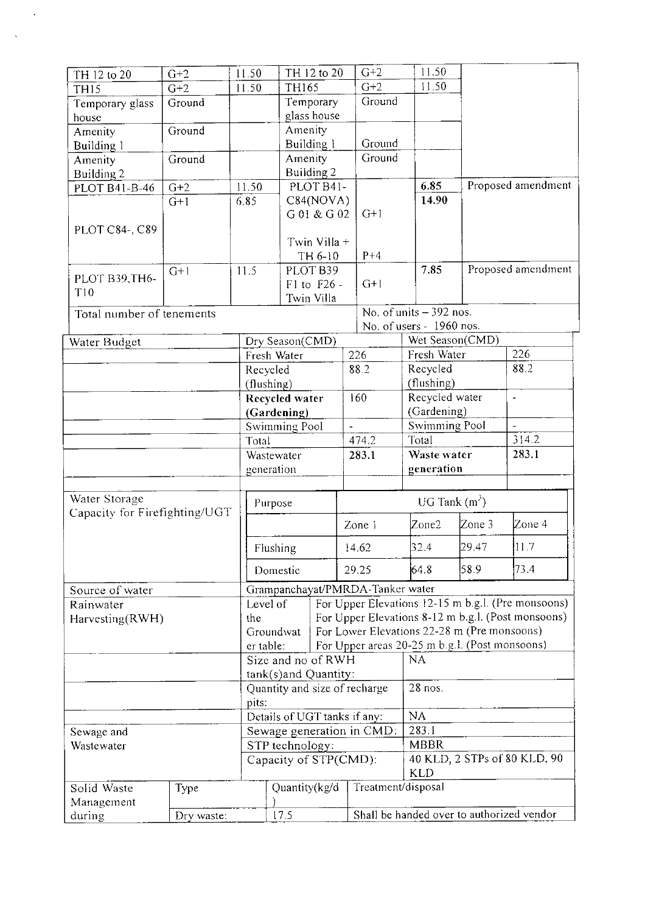| | | | | | | |
|---|---|---|---|---|---|---|
| TH 12 to 20 | G+2 | 11.50 | TH 12 to 20 | G+2 | 11.50 | |
| TH15 | G+2 | 11.50 | TH165 | G+2 | 11.50 | |
| Temporary glass house | Ground | | Temporary glass house | Ground | | |
| Amenity Building 1 | Ground | | Amenity Building 1 | Ground | | |
| Amenity Building 2 | Ground | | Amenity Building 2 | Ground | | |
| PLOT B41-B-46 | G+2 | 11.50 | PLOT B41-C84(NOVA) G 01 & G 02 | G+1 | **6.85** | Proposed amendment |
| PLOT C84-, C89 | G+1 | 6.85 | Twin Villa + TH 6-10 | P+4 | **14.90** | |
| PLOT B39,TH6-T10 | G+1 | 11.5 | PLOT B39 F1 to F26 - Twin Villa | G+1 | **7.85** | Proposed amendment |
| Total number of tenements | | | | No. of units – 392 nos. No. of users - 1960 nos. | | |

| Water Budget | Dry Season(CMD) | | Wet Season(CMD) | |
|---|---|---|---|---|
| | Fresh Water | 226 | Fresh Water | 226 |
| | Recycled (flushing) | 88.2 | Recycled (flushing) | 88.2 |
| | **Recycled water (Gardening)** | 160 | Recycled water (Gardening) | - |
| | Swimming Pool | - | Swimming Pool | - |
| | Total | 474.2 | Total | 314.2 |
| | Wastewater generation | **283.1** | **Waste water generation** | **283.1** |

| Water Storage Capacity for Firefighting/UGT | Purpose | UG Tank ($m^3$) | | | |
|---|---|---|---|---|---|
| | | Zone 1 | Zone2 | Zone 3 | Zone 4 |
| | Flushing | 14.62 | 32.4 | 29.47 | 11.7 |
| | Domestic | 29.25 | 64.8 | 58.9 | 73.4 |

| | | |
|---|---|---|
| Source of water | Grampanchayat/PMRDA-Tanker water | |
| Rainwater Harvesting(RWH) | Level of the Groundwater table: | For Upper Elevations 12-15 m b.g.l. (Pre monsoons)<br>For Upper Elevations 8-12 m b.g.l. (Post monsoons)<br>For Lower Elevations 22-28 m (Pre monsoons)<br>For Upper areas 20-25 m b.g.l. (Post monsoons) |
| | Size and no of RWH tank(s)and Quantity: | NA |
| | Quantity and size of recharge pits: | 28 nos. |
| | Details of UGT tanks if any: | NA |
| Sewage and Wastewater | Sewage generation in CMD: | 283.1 |
| | STP technology: | MBBR |
| | Capacity of STP(CMD): | 40 KLD, 2 STPs of 80 KLD, 90 KLD |

| Solid Waste Management during | Type | Quantity(kg/d) | Treatment/disposal |
|---|---|---|---|
| | Dry waste: | 17.5 | Shall be handed over to authorized vendor |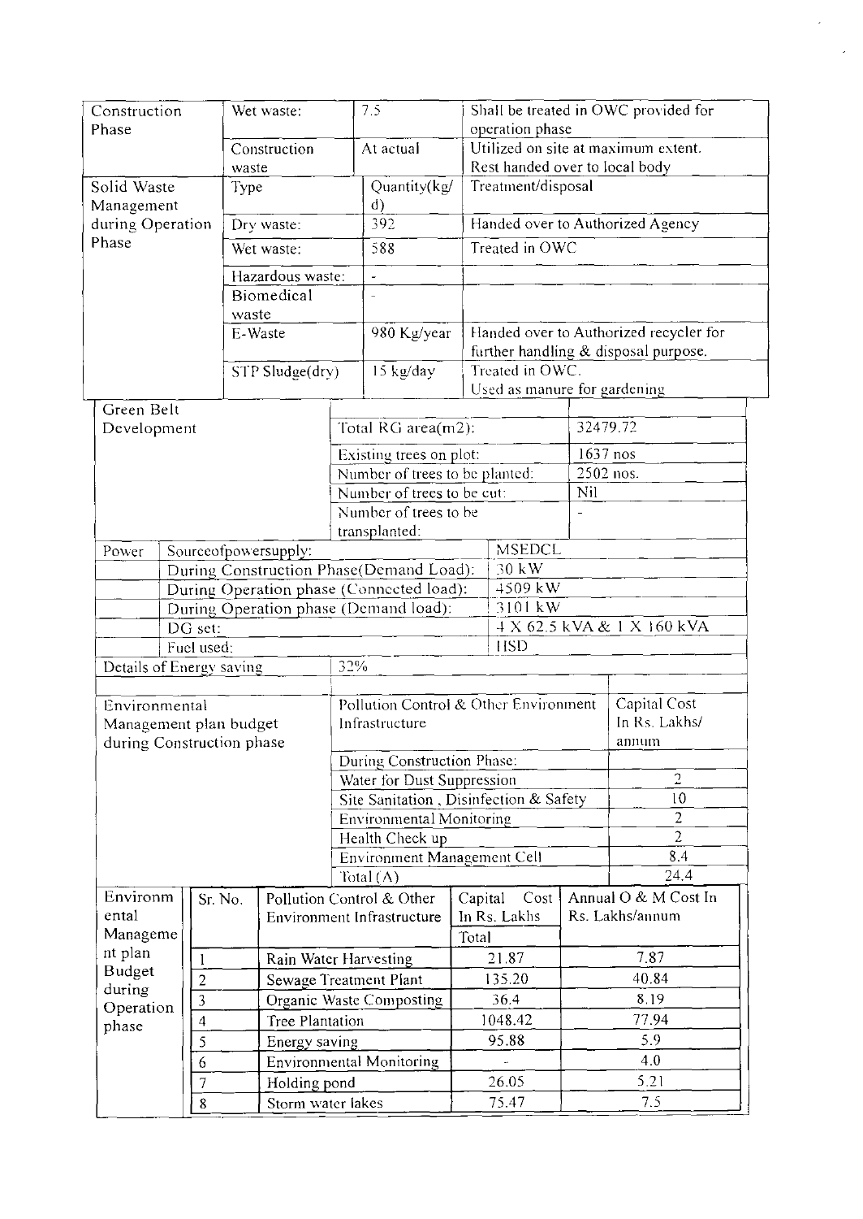| Construction Phase | Wet waste: | 7.5 | Shall be treated in OWC provided for operation phase |
|---|---|---|---|
| | Construction waste | At actual | Utilized on site at maximum extent. Rest handed over to local body |
| Solid Waste Management during Operation Phase | Type | Quantity(kg/d) | Treatment/disposal |
| | Dry waste: | 392 | Handed over to Authorized Agency |
| | Wet waste: | 588 | Treated in OWC |
| | Hazardous waste: | - | |
| | Biomedical waste | - | |
| | E-Waste | 980 Kg/year | Handed over to Authorized recycler for further handling & disposal purpose. |
| | STP Sludge(dry) | 15 kg/day | Treated in OWC. Used as manure for gardening |

| Green Belt Development | Total RG area(m2): | 32479.72 |
|---|---|---|
| | Existing trees on plot: | 1637 nos |
| | Number of trees to be planted: | 2502 nos. |
| | Number of trees to be cut: | Nil |
| | Number of trees to be transplanted: | - |

| Power | Sourceofpowersupply: | MSEDCL |
|---|---|---|
| | During Construction Phase(Demand Load): | 30 kW |
| | During Operation phase (Connected load): | 4509 kW |
| | During Operation phase (Demand load): | 3101 kW |
| | DG set: | 4 X 62.5 kVA & 1 X 160 kVA |
| | Fuel used: | HSD |
| Details of Energy saving | 32% | |

| Environmental Management plan budget during Construction phase | Pollution Control & Other Environment Infrastructure | Capital Cost In Rs. Lakhs/ annum |
|---|---|---|
| | During Construction Phase: | |
| | Water for Dust Suppression | 2 |
| | Site Sanitation , Disinfection & Safety | 10 |
| | Environmental Monitoring | 2 |
| | Health Check up | 2 |
| | Environment Management Cell | 8.4 |
| | Total (A) | 24.4 |

| Environmental Management plan Budget during Operation phase | Sr. No. | Pollution Control & Other Environment Infrastructure | Capital Cost In Rs. Lakhs Total | Annual O & M Cost In Rs. Lakhs/annum |
|---|---|---|---|---|
| | 1 | Rain Water Harvesting | 21.87 | 7.87 |
| | 2 | Sewage Treatment Plant | 135.20 | 40.84 |
| | 3 | Organic Waste Composting | 36.4 | 8.19 |
| | 4 | Tree Plantation | 1048.42 | 77.94 |
| | 5 | Energy saving | 95.88 | 5.9 |
| | 6 | Environmental Monitoring | - | 4.0 |
| | 7 | Holding pond | 26.05 | 5.21 |
| | 8 | Storm water lakes | 75.47 | 7.5 |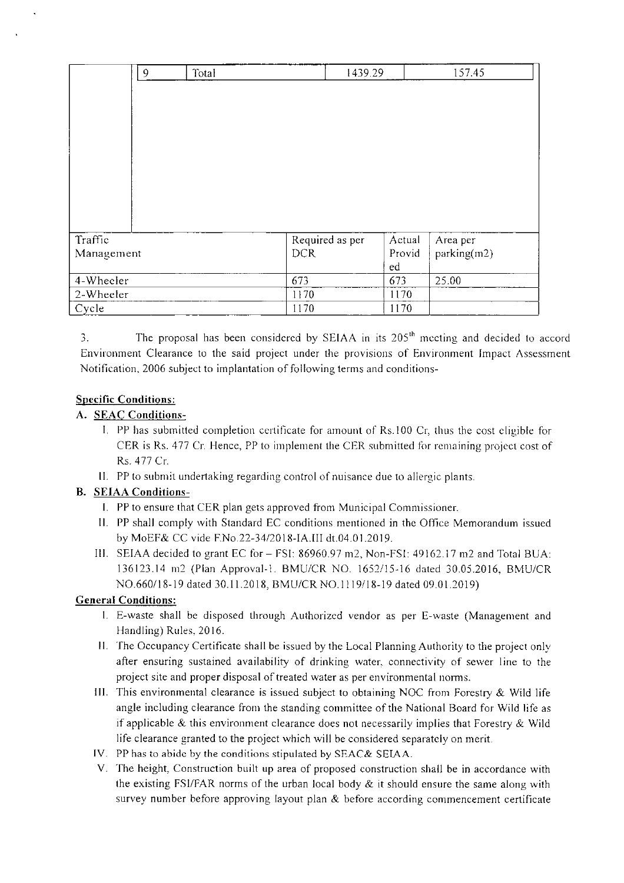| | 9 | Total | 1439.29 | 157.45 |
|---|---|---|---|---|

| Traffic Management | Required as per DCR | Actual Provided | Area per parking(m2) |
|---|---|---|---|
| 4-Wheeler | 673 | 673 | 25.00 |
| 2-Wheeler | 1170 | 1170 | |
| Cycle | 1170 | 1170 | |

3. The proposal has been considered by SEIAA in its 205th meeting and decided to accord Environment Clearance to the said project under the provisions of Environment Impact Assessment Notification, 2006 subject to implantation of following terms and conditions-

**Specific Conditions:**

**A. SEAC Conditions-**

I. PP has submitted completion certificate for amount of Rs.100 Cr, thus the cost eligible for CER is Rs. 477 Cr. Hence, PP to implement the CER submitted for remaining project cost of Rs. 477 Cr.

II. PP to submit undertaking regarding control of nuisance due to allergic plants.

**B. SEIAA Conditions-**

I. PP to ensure that CER plan gets approved from Municipal Commissioner.

II. PP shall comply with Standard EC conditions mentioned in the Office Memorandum issued by MoEF& CC vide F.No.22-34/2018-IA.III dt.04.01.2019.

III. SEIAA decided to grant EC for – FSI: 86960.97 m2, Non-FSI: 49162.17 m2 and Total BUA: 136123.14 m2 (Plan Approval-1. BMU/CR NO. 1652/15-16 dated 30.05.2016, BMU/CR NO.660/18-19 dated 30.11.2018, BMU/CR NO.1119/18-19 dated 09.01.2019)

**General Conditions:**

I. E-waste shall be disposed through Authorized vendor as per E-waste (Management and Handling) Rules, 2016.

II. The Occupancy Certificate shall be issued by the Local Planning Authority to the project only after ensuring sustained availability of drinking water, connectivity of sewer line to the project site and proper disposal of treated water as per environmental norms.

III. This environmental clearance is issued subject to obtaining NOC from Forestry & Wild life angle including clearance from the standing committee of the National Board for Wild life as if applicable & this environment clearance does not necessarily implies that Forestry & Wild life clearance granted to the project which will be considered separately on merit.

IV. PP has to abide by the conditions stipulated by SEAC& SEIAA.

V. The height, Construction built up area of proposed construction shall be in accordance with the existing FSI/FAR norms of the urban local body & it should ensure the same along with survey number before approving layout plan & before according commencement certificate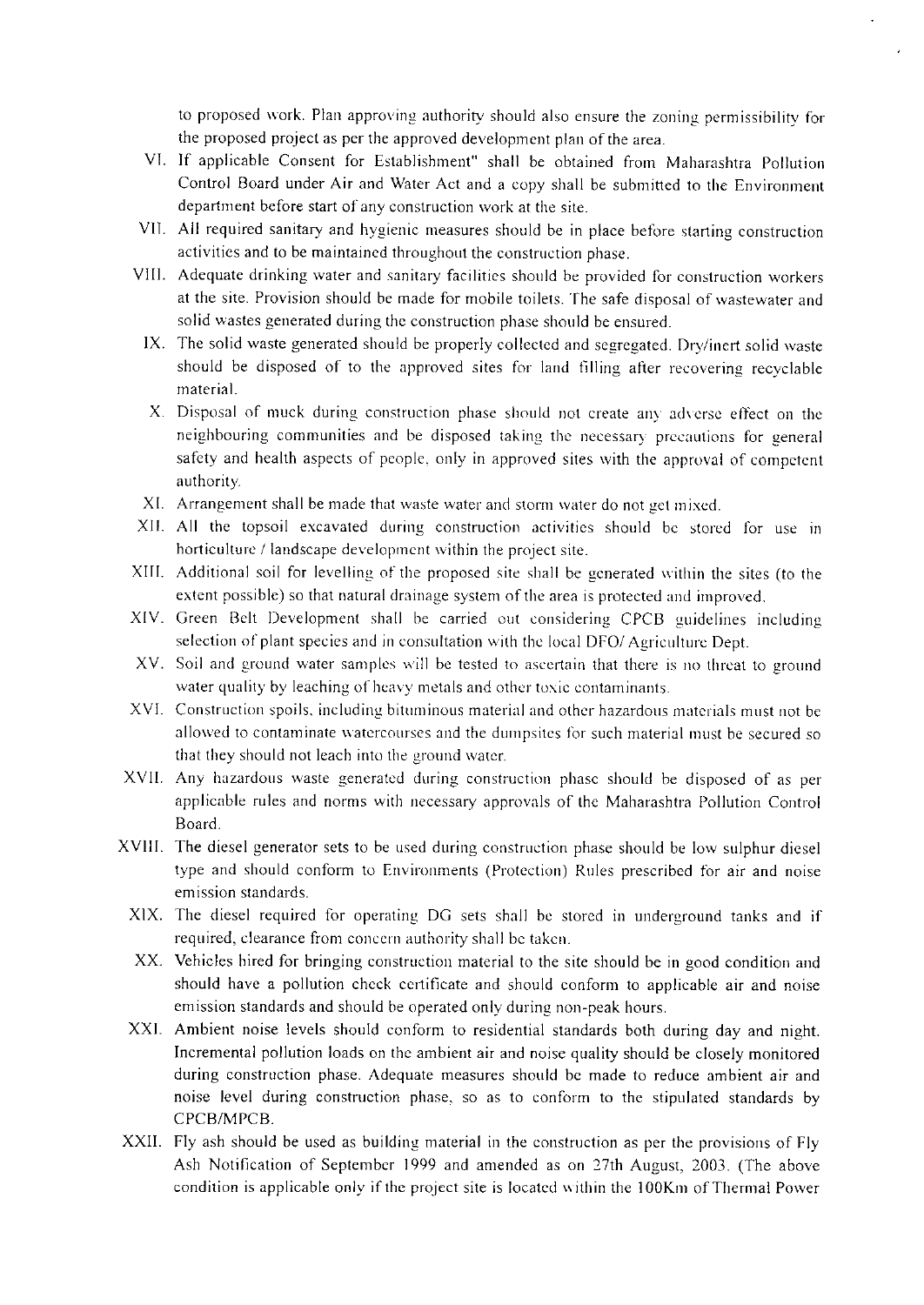to proposed work. Plan approving authority should also ensure the zoning permissibility for the proposed project as per the approved development plan of the area.

VI. If applicable Consent for Establishment" shall be obtained from Maharashtra Pollution Control Board under Air and Water Act and a copy shall be submitted to the Environment department before start of any construction work at the site.

VII. All required sanitary and hygienic measures should be in place before starting construction activities and to be maintained throughout the construction phase.

VIII. Adequate drinking water and sanitary facilities should be provided for construction workers at the site. Provision should be made for mobile toilets. The safe disposal of wastewater and solid wastes generated during the construction phase should be ensured.

IX. The solid waste generated should be properly collected and segregated. Dry/inert solid waste should be disposed of to the approved sites for land filling after recovering recyclable material.

X. Disposal of muck during construction phase should not create any adverse effect on the neighbouring communities and be disposed taking the necessary precautions for general safety and health aspects of people, only in approved sites with the approval of competent authority.

XI. Arrangement shall be made that waste water and storm water do not get mixed.

XII. All the topsoil excavated during construction activities should be stored for use in horticulture / landscape development within the project site.

XIII. Additional soil for levelling of the proposed site shall be generated within the sites (to the extent possible) so that natural drainage system of the area is protected and improved.

XIV. Green Belt Development shall be carried out considering CPCB guidelines including selection of plant species and in consultation with the local DFO/ Agriculture Dept.

XV. Soil and ground water samples will be tested to ascertain that there is no threat to ground water quality by leaching of heavy metals and other toxic contaminants.

XVI. Construction spoils, including bituminous material and other hazardous materials must not be allowed to contaminate watercourses and the dumpsites for such material must be secured so that they should not leach into the ground water.

XVII. Any hazardous waste generated during construction phase should be disposed of as per applicable rules and norms with necessary approvals of the Maharashtra Pollution Control Board.

XVIII. The diesel generator sets to be used during construction phase should be low sulphur diesel type and should conform to Environments (Protection) Rules prescribed for air and noise emission standards.

XIX. The diesel required for operating DG sets shall be stored in underground tanks and if required, clearance from concern authority shall be taken.

XX. Vehicles hired for bringing construction material to the site should be in good condition and should have a pollution check certificate and should conform to applicable air and noise emission standards and should be operated only during non-peak hours.

XXI. Ambient noise levels should conform to residential standards both during day and night. Incremental pollution loads on the ambient air and noise quality should be closely monitored during construction phase. Adequate measures should be made to reduce ambient air and noise level during construction phase, so as to conform to the stipulated standards by CPCB/MPCB.

XXII. Fly ash should be used as building material in the construction as per the provisions of Fly Ash Notification of September 1999 and amended as on 27th August, 2003. (The above condition is applicable only if the project site is located within the 100Km of Thermal Power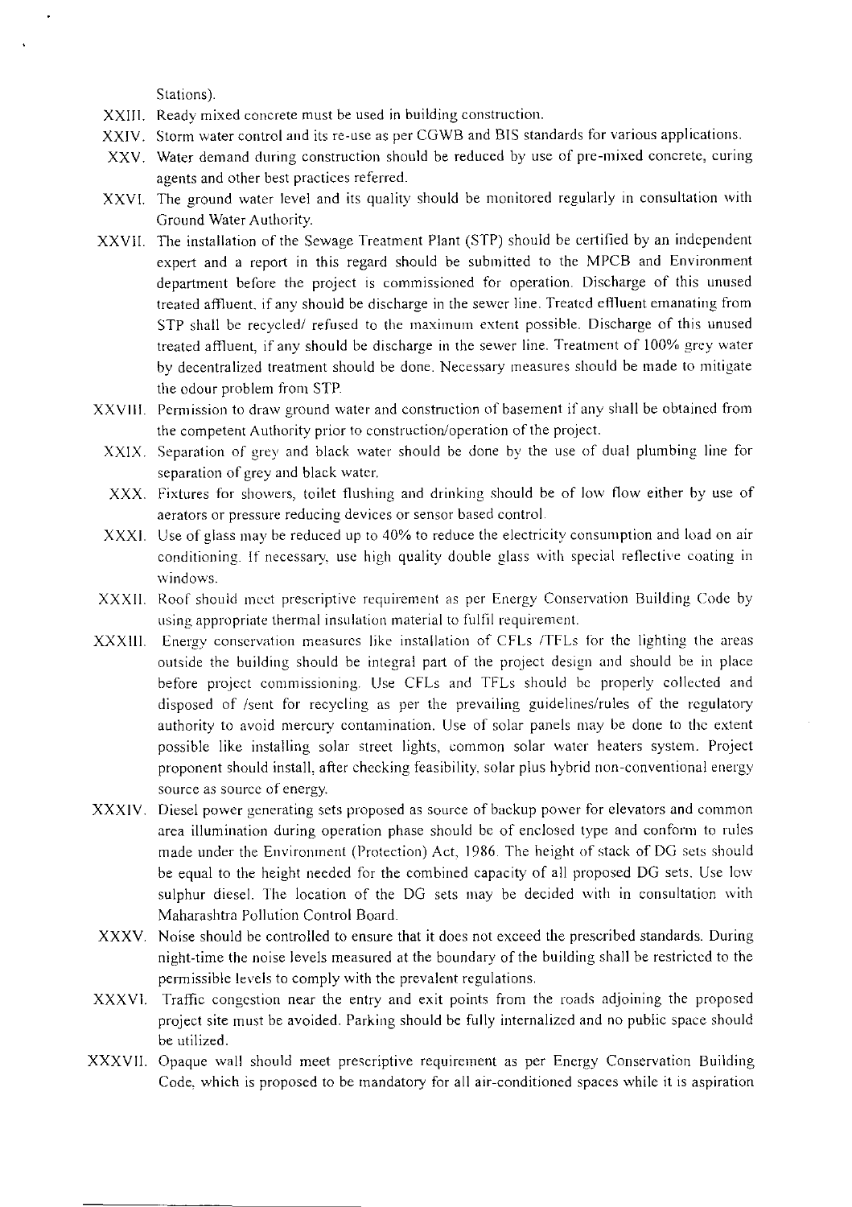Stations).

XXIII. Ready mixed concrete must be used in building construction.

XXIV. Storm water control and its re-use as per CGWB and BIS standards for various applications.

XXV. Water demand during construction should be reduced by use of pre-mixed concrete, curing agents and other best practices referred.

XXVI. The ground water level and its quality should be monitored regularly in consultation with Ground Water Authority.

XXVII. The installation of the Sewage Treatment Plant (STP) should be certified by an independent expert and a report in this regard should be submitted to the MPCB and Environment department before the project is commissioned for operation. Discharge of this unused treated affluent, if any should be discharge in the sewer line. Treated effluent emanating from STP shall be recycled/ refused to the maximum extent possible. Discharge of this unused treated affluent, if any should be discharge in the sewer line. Treatment of 100% grey water by decentralized treatment should be done. Necessary measures should be made to mitigate the odour problem from STP.

XXVIII. Permission to draw ground water and construction of basement if any shall be obtained from the competent Authority prior to construction/operation of the project.

XXIX. Separation of grey and black water should be done by the use of dual plumbing line for separation of grey and black water.

XXX. Fixtures for showers, toilet flushing and drinking should be of low flow either by use of aerators or pressure reducing devices or sensor based control.

XXXI. Use of glass may be reduced up to 40% to reduce the electricity consumption and load on air conditioning. If necessary, use high quality double glass with special reflective coating in windows.

XXXII. Roof should meet prescriptive requirement as per Energy Conservation Building Code by using appropriate thermal insulation material to fulfil requirement.

XXXIII. Energy conservation measures like installation of CFLs /TFLs for the lighting the areas outside the building should be integral part of the project design and should be in place before project commissioning. Use CFLs and TFLs should be properly collected and disposed of /sent for recycling as per the prevailing guidelines/rules of the regulatory authority to avoid mercury contamination. Use of solar panels may be done to the extent possible like installing solar street lights, common solar water heaters system. Project proponent should install, after checking feasibility, solar plus hybrid non-conventional energy source as source of energy.

XXXIV. Diesel power generating sets proposed as source of backup power for elevators and common area illumination during operation phase should be of enclosed type and conform to rules made under the Environment (Protection) Act, 1986. The height of stack of DG sets should be equal to the height needed for the combined capacity of all proposed DG sets. Use low sulphur diesel. The location of the DG sets may be decided with in consultation with Maharashtra Pollution Control Board.

XXXV. Noise should be controlled to ensure that it does not exceed the prescribed standards. During night-time the noise levels measured at the boundary of the building shall be restricted to the permissible levels to comply with the prevalent regulations.

XXXVI. Traffic congestion near the entry and exit points from the roads adjoining the proposed project site must be avoided. Parking should be fully internalized and no public space should be utilized.

XXXVII. Opaque wall should meet prescriptive requirement as per Energy Conservation Building Code, which is proposed to be mandatory for all air-conditioned spaces while it is aspiration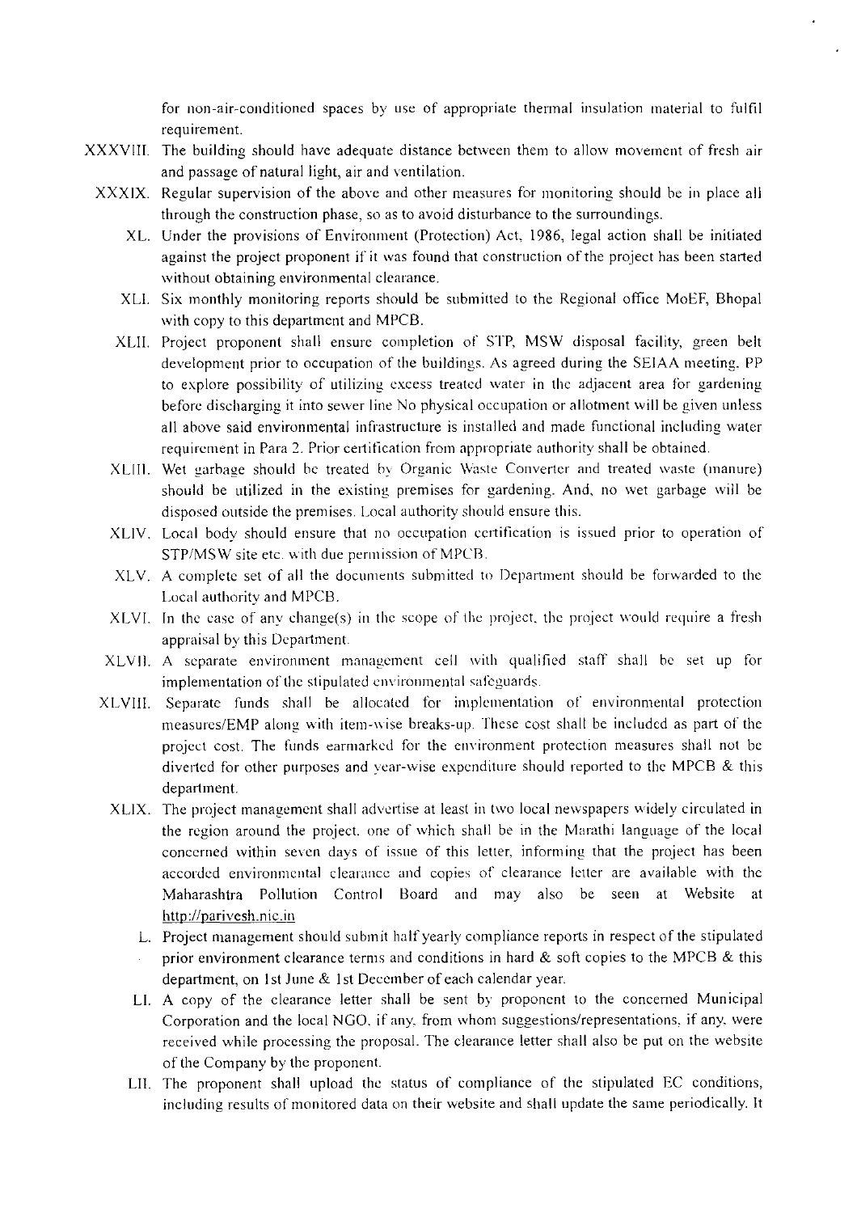for non-air-conditioned spaces by use of appropriate thermal insulation material to fulfil requirement.

XXXVIII. The building should have adequate distance between them to allow movement of fresh air and passage of natural light, air and ventilation.

XXXIX. Regular supervision of the above and other measures for monitoring should be in place all through the construction phase, so as to avoid disturbance to the surroundings.

XL. Under the provisions of Environment (Protection) Act, 1986, legal action shall be initiated against the project proponent if it was found that construction of the project has been started without obtaining environmental clearance.

XLI. Six monthly monitoring reports should be submitted to the Regional office MoEF, Bhopal with copy to this department and MPCB.

XLII. Project proponent shall ensure completion of STP, MSW disposal facility, green belt development prior to occupation of the buildings. As agreed during the SEIAA meeting, PP to explore possibility of utilizing excess treated water in the adjacent area for gardening before discharging it into sewer line No physical occupation or allotment will be given unless all above said environmental infrastructure is installed and made functional including water requirement in Para 2. Prior certification from appropriate authority shall be obtained.

XLIII. Wet garbage should be treated by Organic Waste Converter and treated waste (manure) should be utilized in the existing premises for gardening. And, no wet garbage will be disposed outside the premises. Local authority should ensure this.

XLIV. Local body should ensure that no occupation certification is issued prior to operation of STP/MSW site etc. with due permission of MPCB.

XLV. A complete set of all the documents submitted to Department should be forwarded to the Local authority and MPCB.

XLVI. In the case of any change(s) in the scope of the project, the project would require a fresh appraisal by this Department.

XLVII. A separate environment management cell with qualified staff shall be set up for implementation of the stipulated environmental safeguards.

XLVIII. Separate funds shall be allocated for implementation of environmental protection measures/EMP along with item-wise breaks-up. These cost shall be included as part of the project cost. The funds earmarked for the environment protection measures shall not be diverted for other purposes and year-wise expenditure should reported to the MPCB & this department.

XLIX. The project management shall advertise at least in two local newspapers widely circulated in the region around the project, one of which shall be in the Marathi language of the local concerned within seven days of issue of this letter, informing that the project has been accorded environmental clearance and copies of clearance letter are available with the Maharashtra Pollution Control Board and may also be seen at Website at http://parivesh.nic.in

L. Project management should submit half yearly compliance reports in respect of the stipulated prior environment clearance terms and conditions in hard & soft copies to the MPCB & this department, on 1st June & 1st December of each calendar year.

LI. A copy of the clearance letter shall be sent by proponent to the concerned Municipal Corporation and the local NGO, if any, from whom suggestions/representations, if any, were received while processing the proposal. The clearance letter shall also be put on the website of the Company by the proponent.

LII. The proponent shall upload the status of compliance of the stipulated EC conditions, including results of monitored data on their website and shall update the same periodically. It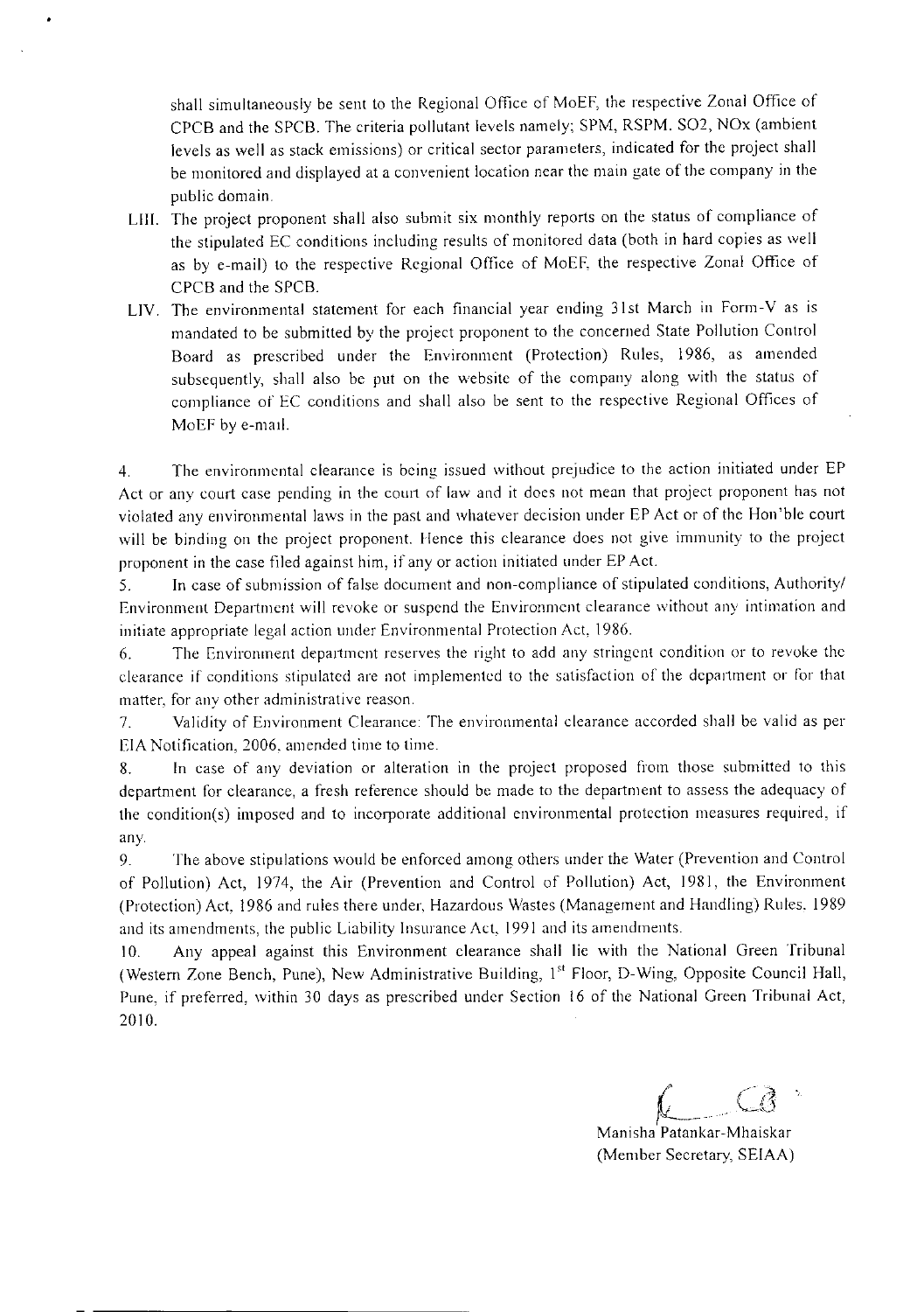shall simultaneously be sent to the Regional Office of MoEF, the respective Zonal Office of CPCB and the SPCB. The criteria pollutant levels namely; SPM, RSPM. SO2, NOx (ambient levels as well as stack emissions) or critical sector parameters, indicated for the project shall be monitored and displayed at a convenient location near the main gate of the company in the public domain.

LIII. The project proponent shall also submit six monthly reports on the status of compliance of the stipulated EC conditions including results of monitored data (both in hard copies as well as by e-mail) to the respective Regional Office of MoEF, the respective Zonal Office of CPCB and the SPCB.

LIV. The environmental statement for each financial year ending 31st March in Form-V as is mandated to be submitted by the project proponent to the concerned State Pollution Control Board as prescribed under the Environment (Protection) Rules, 1986, as amended subsequently, shall also be put on the website of the company along with the status of compliance of EC conditions and shall also be sent to the respective Regional Offices of MoEF by e-mail.

4. The environmental clearance is being issued without prejudice to the action initiated under EP Act or any court case pending in the court of law and it does not mean that project proponent has not violated any environmental laws in the past and whatever decision under EP Act or of the Hon'ble court will be binding on the project proponent. Hence this clearance does not give immunity to the project proponent in the case filed against him, if any or action initiated under EP Act.

5. In case of submission of false document and non-compliance of stipulated conditions, Authority/ Environment Department will revoke or suspend the Environment clearance without any intimation and initiate appropriate legal action under Environmental Protection Act, 1986.

6. The Environment department reserves the right to add any stringent condition or to revoke the clearance if conditions stipulated are not implemented to the satisfaction of the department or for that matter, for any other administrative reason.

7. Validity of Environment Clearance: The environmental clearance accorded shall be valid as per EIA Notification, 2006, amended time to time.

8. In case of any deviation or alteration in the project proposed from those submitted to this department for clearance, a fresh reference should be made to the department to assess the adequacy of the condition(s) imposed and to incorporate additional environmental protection measures required, if any.

9. The above stipulations would be enforced among others under the Water (Prevention and Control of Pollution) Act, 1974, the Air (Prevention and Control of Pollution) Act, 1981, the Environment (Protection) Act, 1986 and rules there under, Hazardous Wastes (Management and Handling) Rules. 1989 and its amendments, the public Liability Insurance Act, 1991 and its amendments.

10. Any appeal against this Environment clearance shall lie with the National Green Tribunal (Western Zone Bench, Pune), New Administrative Building, 1st Floor, D-Wing, Opposite Council Hall, Pune, if preferred, within 30 days as prescribed under Section 16 of the National Green Tribunal Act, 2010.

Manisha Patankar-Mhaiskar
(Member Secretary, SEIAA)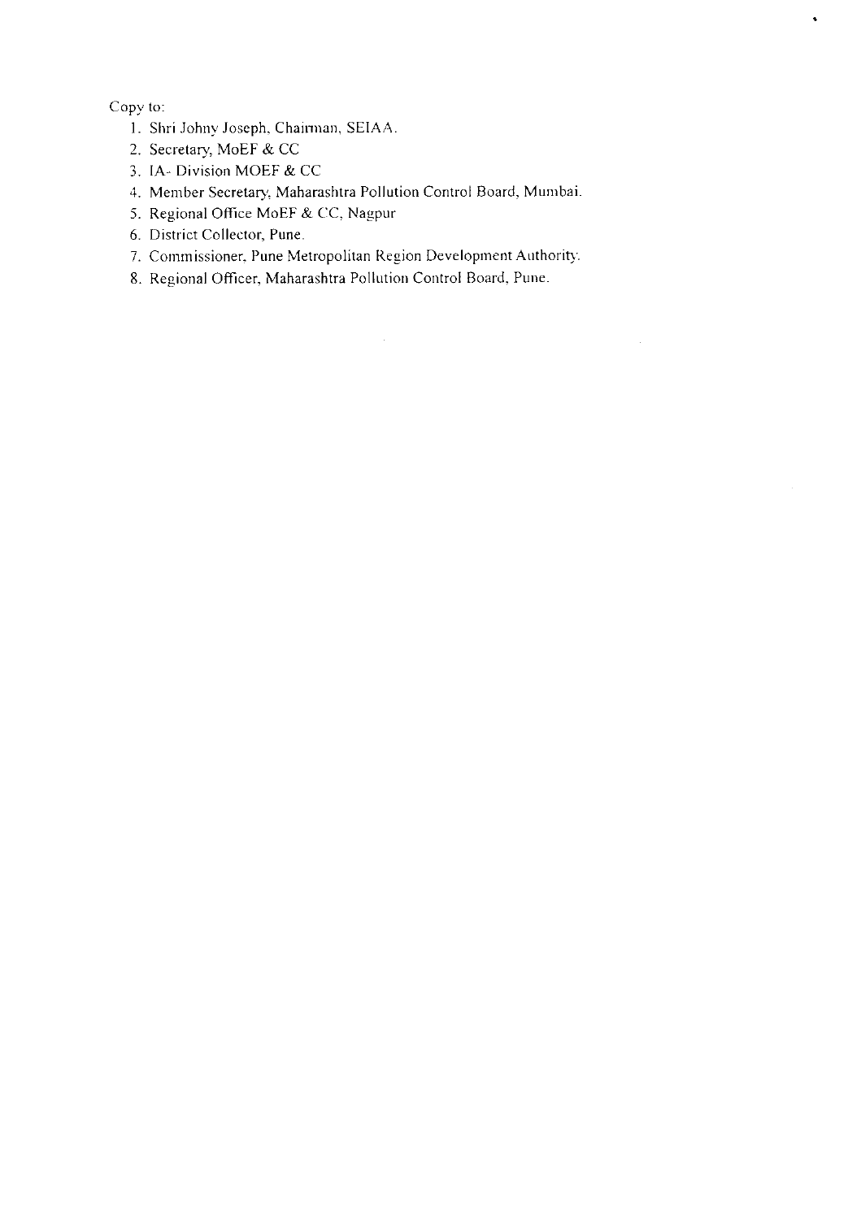Copy to:

1. Shri Johny Joseph, Chairman, SEIAA.
2. Secretary, MoEF & CC
3. IA- Division MOEF & CC
4. Member Secretary, Maharashtra Pollution Control Board, Mumbai.
5. Regional Office MoEF & CC, Nagpur
6. District Collector, Pune.
7. Commissioner, Pune Metropolitan Region Development Authority.
8. Regional Officer, Maharashtra Pollution Control Board, Pune.